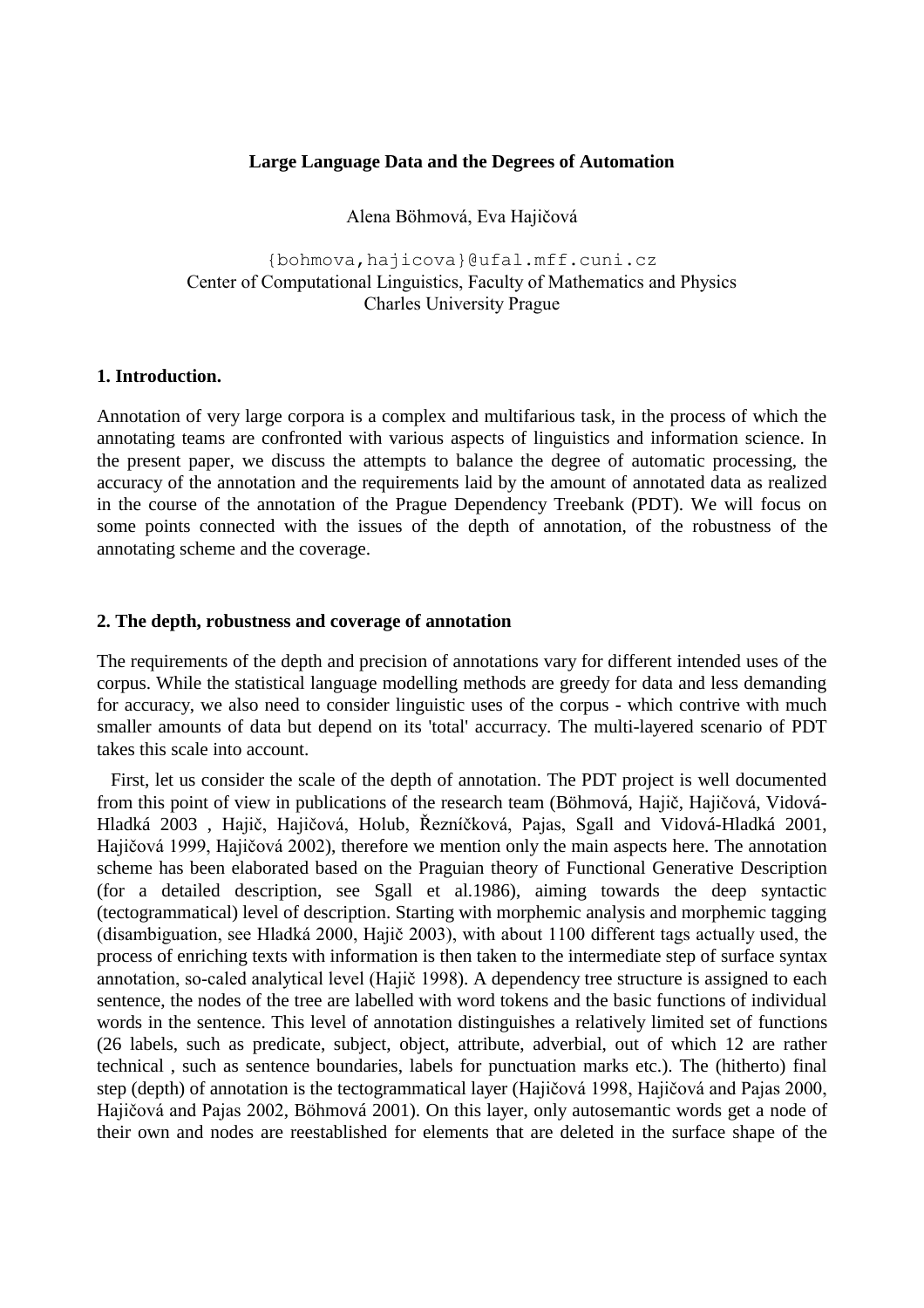# Large Language Data and the Degrees of Automation

Alena Böhmová, Eva Hajičová

{bohmova,hajicova}@ufal.mff.cuni.cz
Center of Computational Linguistics, Faculty of Mathematics and Physics
Charles University Prague

## 1. Introduction.

Annotation of very large corpora is a complex and multifarious task, in the process of which the annotating teams are confronted with various aspects of linguistics and information science. In the present paper, we discuss the attempts to balance the degree of automatic processing, the accuracy of the annotation and the requirements laid by the amount of annotated data as realized in the course of the annotation of the Prague Dependency Treebank (PDT). We will focus on some points connected with the issues of the depth of annotation, of the robustness of the annotating scheme and the coverage.

## 2. The depth, robustness and coverage of annotation

The requirements of the depth and precision of annotations vary for different intended uses of the corpus. While the statistical language modelling methods are greedy for data and less demanding for accuracy, we also need to consider linguistic uses of the corpus - which contrive with much smaller amounts of data but depend on its 'total' accurracy. The multi-layered scenario of PDT takes this scale into account.

First, let us consider the scale of the depth of annotation. The PDT project is well documented from this point of view in publications of the research team (Böhmová, Hajič, Hajičová, Vidová-Hladká 2003 , Hajič, Hajičová, Holub, Řezníčková, Pajas, Sgall and Vidová-Hladká 2001, Hajičová 1999, Hajičová 2002), therefore we mention only the main aspects here. The annotation scheme has been elaborated based on the Praguian theory of Functional Generative Description (for a detailed description, see Sgall et al.1986), aiming towards the deep syntactic (tectogrammatical) level of description. Starting with morphemic analysis and morphemic tagging (disambiguation, see Hladká 2000, Hajič 2003), with about 1100 different tags actually used, the process of enriching texts with information is then taken to the intermediate step of surface syntax annotation, so-caled analytical level (Hajič 1998). A dependency tree structure is assigned to each sentence, the nodes of the tree are labelled with word tokens and the basic functions of individual words in the sentence. This level of annotation distinguishes a relatively limited set of functions (26 labels, such as predicate, subject, object, attribute, adverbial, out of which 12 are rather technical , such as sentence boundaries, labels for punctuation marks etc.). The (hitherto) final step (depth) of annotation is the tectogrammatical layer (Hajičová 1998, Hajičová and Pajas 2000, Hajičová and Pajas 2002, Böhmová 2001). On this layer, only autosemantic words get a node of their own and nodes are reestablished for elements that are deleted in the surface shape of the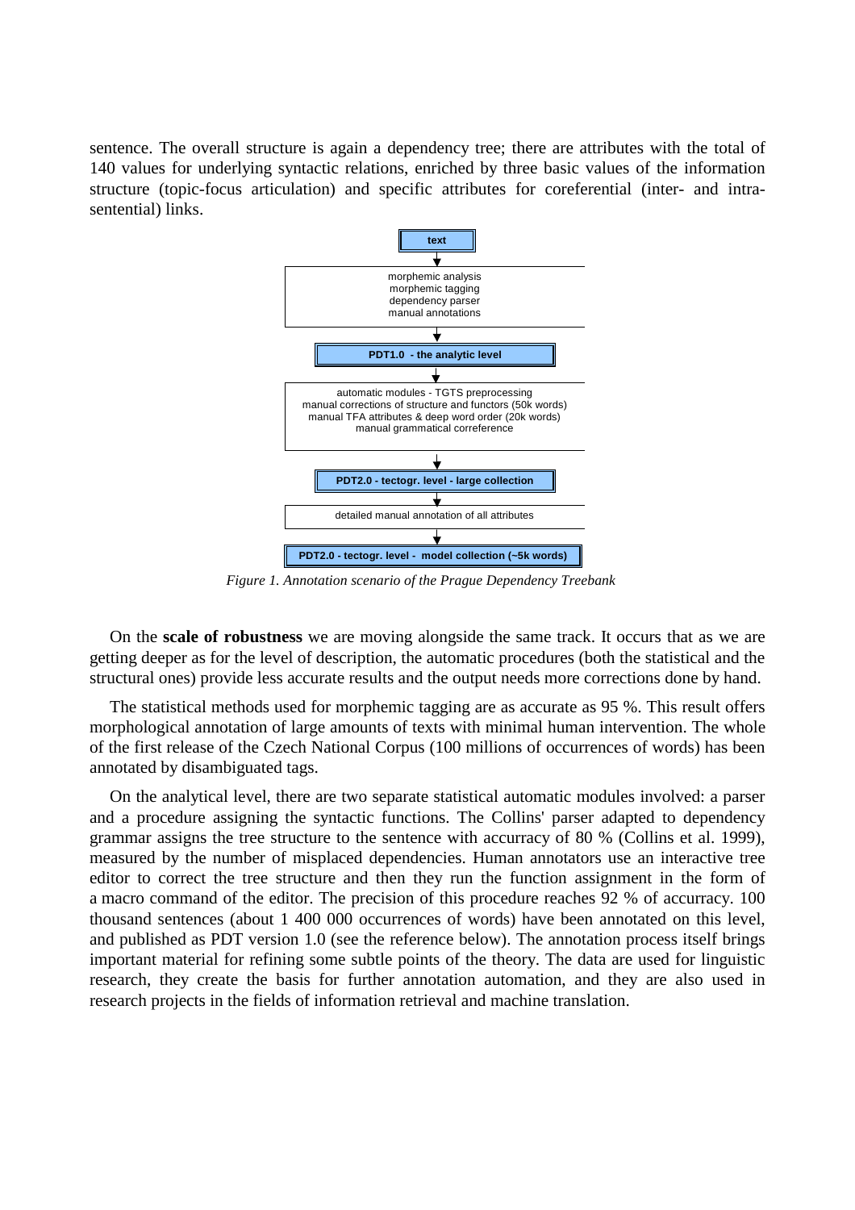sentence. The overall structure is again a dependency tree; there are attributes with the total of 140 values for underlying syntactic relations, enriched by three basic values of the information structure (topic-focus articulation) and specific attributes for coreferential (inter- and intra-sentential) links.

**text**

↓

morphemic analysis
morphemic tagging
dependency parser
manual annotations

↓

**PDT1.0 - the analytic level**

↓

automatic modules - TGTS preprocessing
manual corrections of structure and functors (50k words)
manual TFA attributes & deep word order (20k words)
manual grammatical correference

↓

**PDT2.0 - tectogr. level - large collection**

↓

detailed manual annotation of all attributes

↓

**PDT2.0 - tectogr. level - model collection (~5k words)**

*Figure 1. Annotation scenario of the Prague Dependency Treebank*

On the **scale of robustness** we are moving alongside the same track. It occurs that as we are getting deeper as for the level of description, the automatic procedures (both the statistical and the structural ones) provide less accurate results and the output needs more corrections done by hand.

The statistical methods used for morphemic tagging are as accurate as 95 %. This result offers morphological annotation of large amounts of texts with minimal human intervention. The whole of the first release of the Czech National Corpus (100 millions of occurrences of words) has been annotated by disambiguated tags.

On the analytical level, there are two separate statistical automatic modules involved: a parser and a procedure assigning the syntactic functions. The Collins' parser adapted to dependency grammar assigns the tree structure to the sentence with accurracy of 80 % (Collins et al. 1999), measured by the number of misplaced dependencies. Human annotators use an interactive tree editor to correct the tree structure and then they run the function assignment in the form of a macro command of the editor. The precision of this procedure reaches 92 % of accurracy. 100 thousand sentences (about 1 400 000 occurrences of words) have been annotated on this level, and published as PDT version 1.0 (see the reference below). The annotation process itself brings important material for refining some subtle points of the theory. The data are used for linguistic research, they create the basis for further annotation automation, and they are also used in research projects in the fields of information retrieval and machine translation.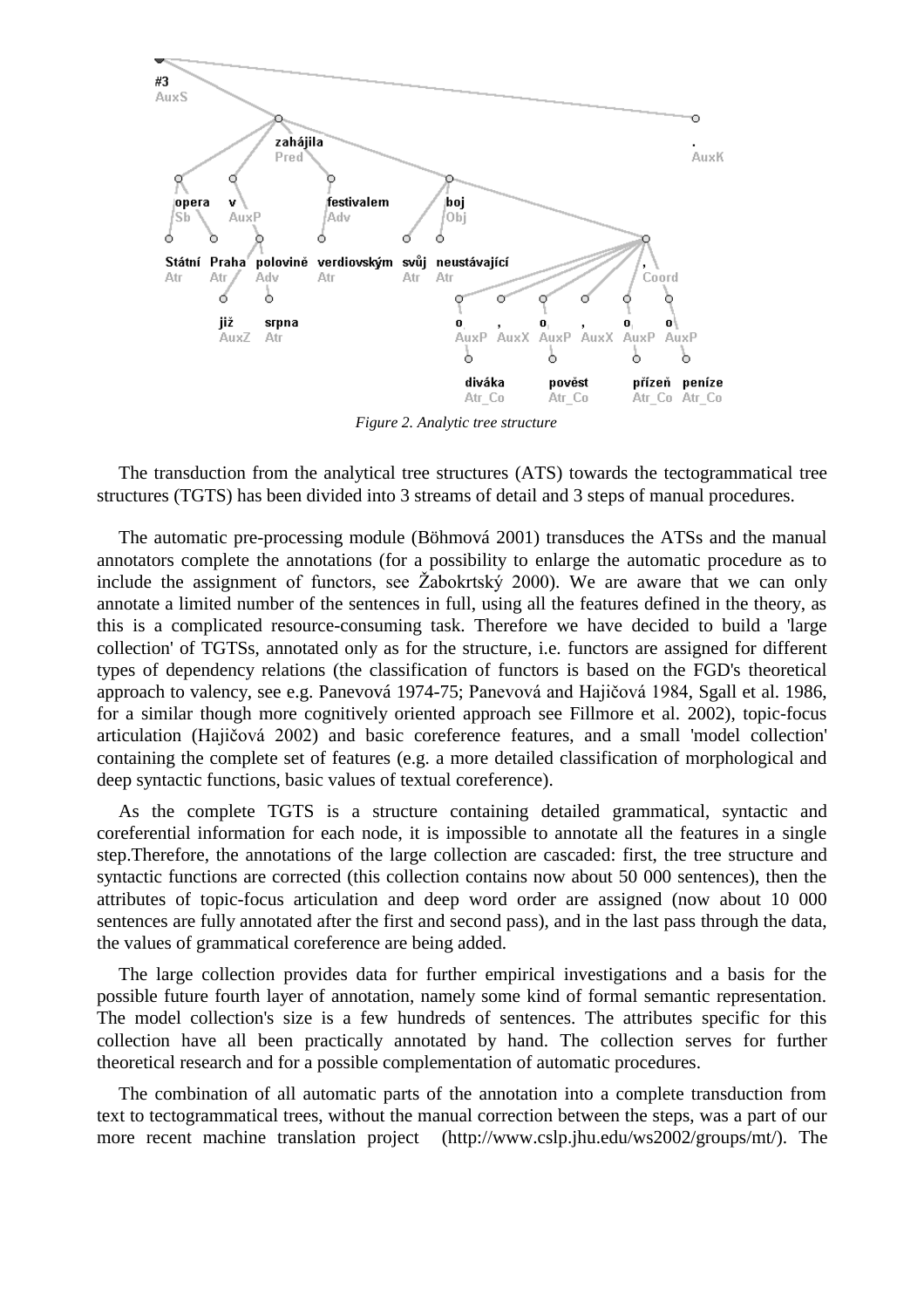*Figure 2. Analytic tree structure*

The transduction from the analytical tree structures (ATS) towards the tectogrammatical tree structures (TGTS) has been divided into 3 streams of detail and 3 steps of manual procedures.

The automatic pre-processing module (Böhmová 2001) transduces the ATSs and the manual annotators complete the annotations (for a possibility to enlarge the automatic procedure as to include the assignment of functors, see Žabokrtský 2000). We are aware that we can only annotate a limited number of the sentences in full, using all the features defined in the theory, as this is a complicated resource-consuming task. Therefore we have decided to build a 'large collection' of TGTSs, annotated only as for the structure, i.e. functors are assigned for different types of dependency relations (the classification of functors is based on the FGD's theoretical approach to valency, see e.g. Panevová 1974-75; Panevová and Hajičová 1984, Sgall et al. 1986, for a similar though more cognitively oriented approach see Fillmore et al. 2002), topic-focus articulation (Hajičová 2002) and basic coreference features, and a small 'model collection' containing the complete set of features (e.g. a more detailed classification of morphological and deep syntactic functions, basic values of textual coreference).

As the complete TGTS is a structure containing detailed grammatical, syntactic and coreferential information for each node, it is impossible to annotate all the features in a single step.Therefore, the annotations of the large collection are cascaded: first, the tree structure and syntactic functions are corrected (this collection contains now about 50 000 sentences), then the attributes of topic-focus articulation and deep word order are assigned (now about 10 000 sentences are fully annotated after the first and second pass), and in the last pass through the data, the values of grammatical coreference are being added.

The large collection provides data for further empirical investigations and a basis for the possible future fourth layer of annotation, namely some kind of formal semantic representation. The model collection's size is a few hundreds of sentences. The attributes specific for this collection have all been practically annotated by hand. The collection serves for further theoretical research and for a possible complementation of automatic procedures.

The combination of all automatic parts of the annotation into a complete transduction from text to tectogrammatical trees, without the manual correction between the steps, was a part of our more recent machine translation project (http://www.cslp.jhu.edu/ws2002/groups/mt/). The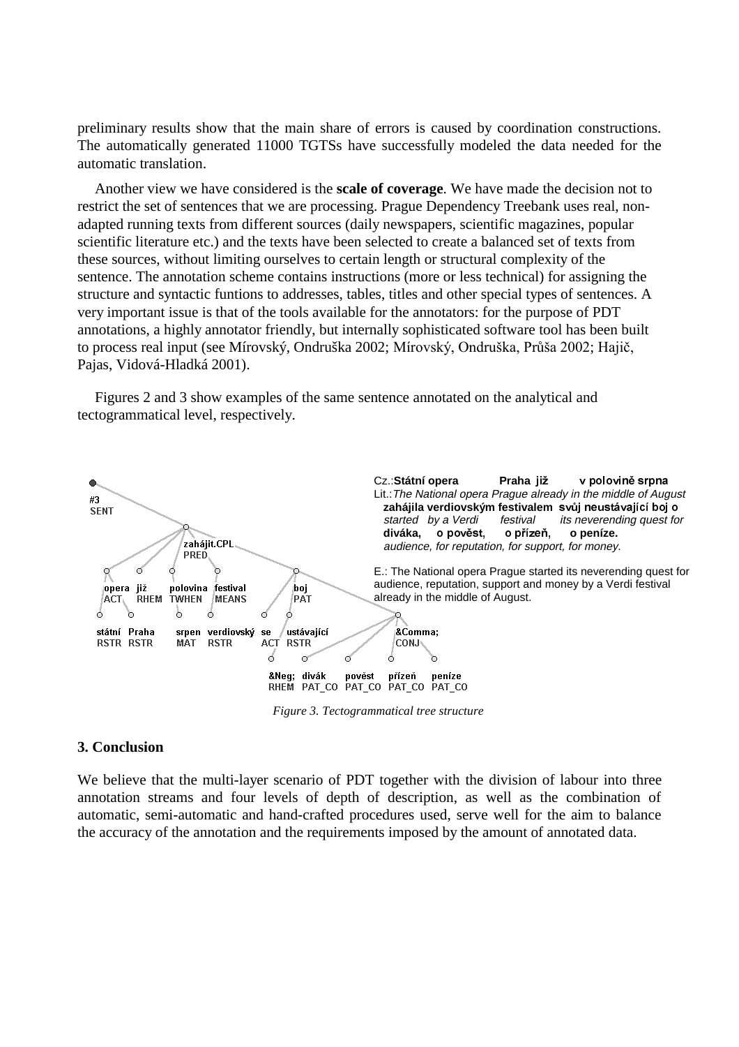preliminary results show that the main share of errors is caused by coordination constructions. The automatically generated 11000 TGTSs have successfully modeled the data needed for the automatic translation.

Another view we have considered is the **scale of coverage**. We have made the decision not to restrict the set of sentences that we are processing. Prague Dependency Treebank uses real, non-adapted running texts from different sources (daily newspapers, scientific magazines, popular scientific literature etc.) and the texts have been selected to create a balanced set of texts from these sources, without limiting ourselves to certain length or structural complexity of the sentence. The annotation scheme contains instructions (more or less technical) for assigning the structure and syntactic funtions to addresses, tables, titles and other special types of sentences. A very important issue is that of the tools available for the annotators: for the purpose of PDT annotations, a highly annotator friendly, but internally sophisticated software tool has been built to process real input (see Mírovský, Ondruška 2002; Mírovský, Ondruška, Průša 2002; Hajič, Pajas, Vidová-Hladká 2001).

Figures 2 and 3 show examples of the same sentence annotated on the analytical and tectogrammatical level, respectively.

Cz.: **Státní opera Praha již v polovině srpna**
Lit.: *The National opera Prague already in the middle of August*
**zahájila verdiovským festivalem svůj neustávající boj o**
*started by a Verdi festival its neverending quest for*
**diváka, o pověst, o přízeň, o peníze.**
*audience, for reputation, for support, for money.*

E.: The National opera Prague started its neverending quest for audience, reputation, support and money by a Verdi festival already in the middle of August.

*Figure 3. Tectogrammatical tree structure*

## 3. Conclusion

We believe that the multi-layer scenario of PDT together with the division of labour into three annotation streams and four levels of depth of description, as well as the combination of automatic, semi-automatic and hand-crafted procedures used, serve well for the aim to balance the accuracy of the annotation and the requirements imposed by the amount of annotated data.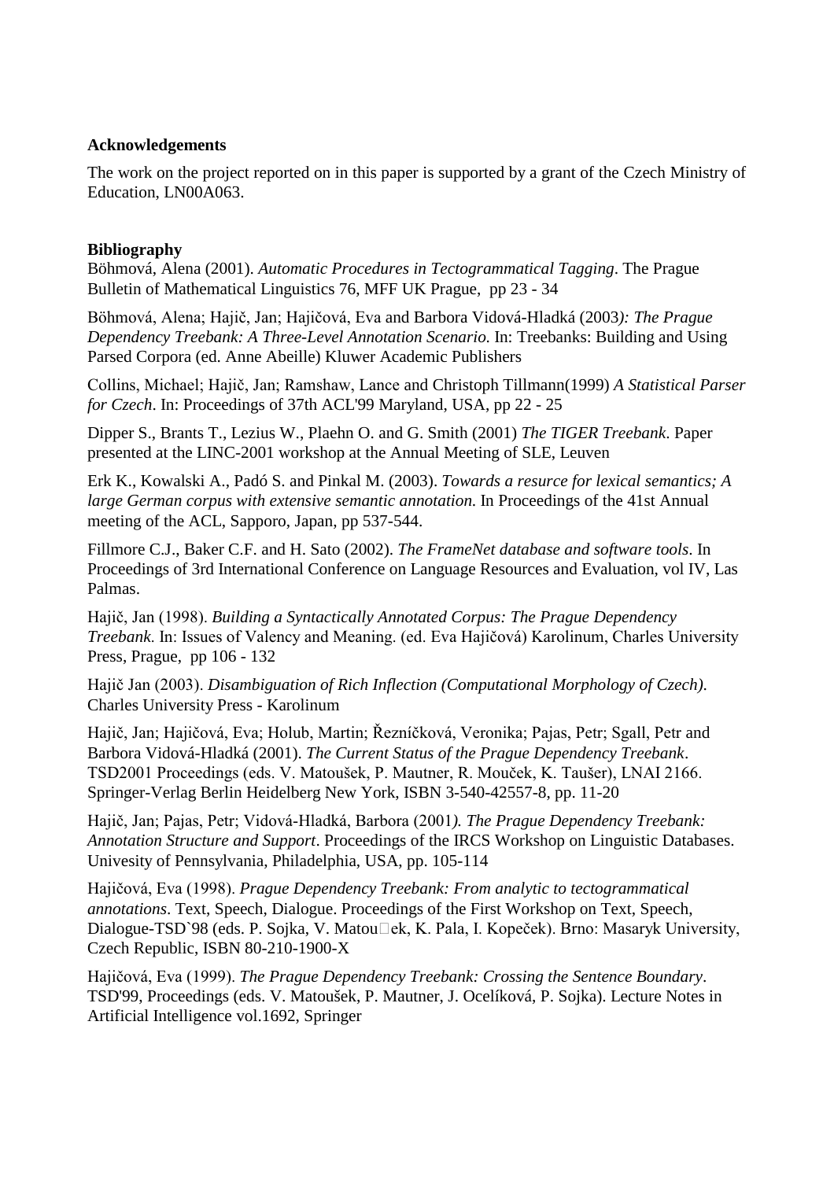**Acknowledgements**

The work on the project reported on in this paper is supported by a grant of the Czech Ministry of Education, LN00A063.

**Bibliography**

Böhmová, Alena (2001). *Automatic Procedures in Tectogrammatical Tagging*. The Prague Bulletin of Mathematical Linguistics 76, MFF UK Prague, pp 23 - 34

Böhmová, Alena; Hajič, Jan; Hajičová, Eva and Barbora Vidová-Hladká (2003*): The Prague Dependency Treebank: A Three-Level Annotation Scenario.* In: Treebanks: Building and Using Parsed Corpora (ed. Anne Abeille) Kluwer Academic Publishers

Collins, Michael; Hajič, Jan; Ramshaw, Lance and Christoph Tillmann(1999) *A Statistical Parser for Czech*. In: Proceedings of 37th ACL'99 Maryland, USA, pp 22 - 25

Dipper S., Brants T., Lezius W., Plaehn O. and G. Smith (2001) *The TIGER Treebank*. Paper presented at the LINC-2001 workshop at the Annual Meeting of SLE, Leuven

Erk K., Kowalski A., Padó S. and Pinkal M. (2003). *Towards a resurce for lexical semantics; A large German corpus with extensive semantic annotation.* In Proceedings of the 41st Annual meeting of the ACL, Sapporo, Japan, pp 537-544.

Fillmore C.J., Baker C.F. and H. Sato (2002). *The FrameNet database and software tools*. In Proceedings of 3rd International Conference on Language Resources and Evaluation, vol IV, Las Palmas.

Hajič, Jan (1998). *Building a Syntactically Annotated Corpus: The Prague Dependency Treebank*. In: Issues of Valency and Meaning. (ed. Eva Hajičová) Karolinum, Charles University Press, Prague, pp 106 - 132

Hajič Jan (2003). *Disambiguation of Rich Inflection (Computational Morphology of Czech).* Charles University Press - Karolinum

Hajič, Jan; Hajičová, Eva; Holub, Martin; Řezníčková, Veronika; Pajas, Petr; Sgall, Petr and Barbora Vidová-Hladká (2001). *The Current Status of the Prague Dependency Treebank*. TSD2001 Proceedings (eds. V. Matoušek, P. Mautner, R. Mouček, K. Taušer), LNAI 2166. Springer-Verlag Berlin Heidelberg New York, ISBN 3-540-42557-8, pp. 11-20

Hajič, Jan; Pajas, Petr; Vidová-Hladká, Barbora (2001*). The Prague Dependency Treebank: Annotation Structure and Support*. Proceedings of the IRCS Workshop on Linguistic Databases. Univesity of Pennsylvania, Philadelphia, USA, pp. 105-114

Hajičová, Eva (1998). *Prague Dependency Treebank: From analytic to tectogrammatical annotations*. Text, Speech, Dialogue. Proceedings of the First Workshop on Text, Speech, Dialogue-TSD`98 (eds. P. Sojka, V. Matou□ek, K. Pala, I. Kopeček). Brno: Masaryk University, Czech Republic, ISBN 80-210-1900-X

Hajičová, Eva (1999). *The Prague Dependency Treebank: Crossing the Sentence Boundary*. TSD'99, Proceedings (eds. V. Matoušek, P. Mautner, J. Ocelíková, P. Sojka). Lecture Notes in Artificial Intelligence vol.1692, Springer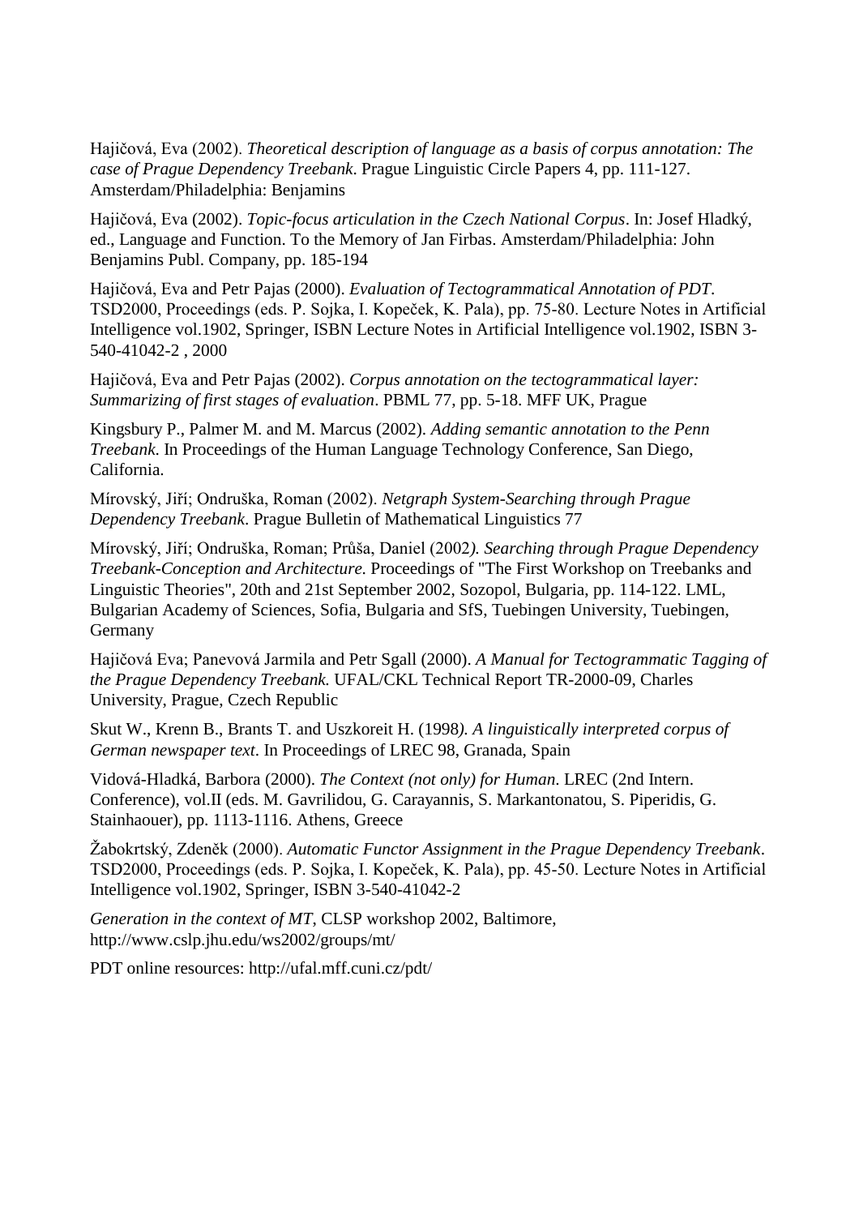Hajičová, Eva (2002). *Theoretical description of language as a basis of corpus annotation: The case of Prague Dependency Treebank*. Prague Linguistic Circle Papers 4, pp. 111-127. Amsterdam/Philadelphia: Benjamins

Hajičová, Eva (2002). *Topic-focus articulation in the Czech National Corpus*. In: Josef Hladký, ed., Language and Function. To the Memory of Jan Firbas. Amsterdam/Philadelphia: John Benjamins Publ. Company, pp. 185-194

Hajičová, Eva and Petr Pajas (2000). *Evaluation of Tectogrammatical Annotation of PDT*. TSD2000, Proceedings (eds. P. Sojka, I. Kopeček, K. Pala), pp. 75-80. Lecture Notes in Artificial Intelligence vol.1902, Springer, ISBN Lecture Notes in Artificial Intelligence vol.1902, ISBN 3-540-41042-2 , 2000

Hajičová, Eva and Petr Pajas (2002). *Corpus annotation on the tectogrammatical layer: Summarizing of first stages of evaluation*. PBML 77, pp. 5-18. MFF UK, Prague

Kingsbury P., Palmer M. and M. Marcus (2002). *Adding semantic annotation to the Penn Treebank*. In Proceedings of the Human Language Technology Conference, San Diego, California.

Mírovský, Jiří; Ondruška, Roman (2002). *Netgraph System-Searching through Prague Dependency Treebank*. Prague Bulletin of Mathematical Linguistics 77

Mírovský, Jiří; Ondruška, Roman; Průša, Daniel (2002*). Searching through Prague Dependency Treebank-Conception and Architecture.* Proceedings of "The First Workshop on Treebanks and Linguistic Theories", 20th and 21st September 2002, Sozopol, Bulgaria, pp. 114-122. LML, Bulgarian Academy of Sciences, Sofia, Bulgaria and SfS, Tuebingen University, Tuebingen, Germany

Hajičová Eva; Panevová Jarmila and Petr Sgall (2000). *A Manual for Tectogrammatic Tagging of the Prague Dependency Treebank.* UFAL/CKL Technical Report TR-2000-09, Charles University, Prague, Czech Republic

Skut W., Krenn B., Brants T. and Uszkoreit H. (1998*). A linguistically interpreted corpus of German newspaper text*. In Proceedings of LREC 98, Granada, Spain

Vidová-Hladká, Barbora (2000). *The Context (not only) for Human*. LREC (2nd Intern. Conference), vol.II (eds. M. Gavrilidou, G. Carayannis, S. Markantonatou, S. Piperidis, G. Stainhaouer), pp. 1113-1116. Athens, Greece

Žabokrtský, Zdeněk (2000). *Automatic Functor Assignment in the Prague Dependency Treebank*. TSD2000, Proceedings (eds. P. Sojka, I. Kopeček, K. Pala), pp. 45-50. Lecture Notes in Artificial Intelligence vol.1902, Springer, ISBN 3-540-41042-2

*Generation in the context of MT*, CLSP workshop 2002, Baltimore, http://www.cslp.jhu.edu/ws2002/groups/mt/

PDT online resources: http://ufal.mff.cuni.cz/pdt/